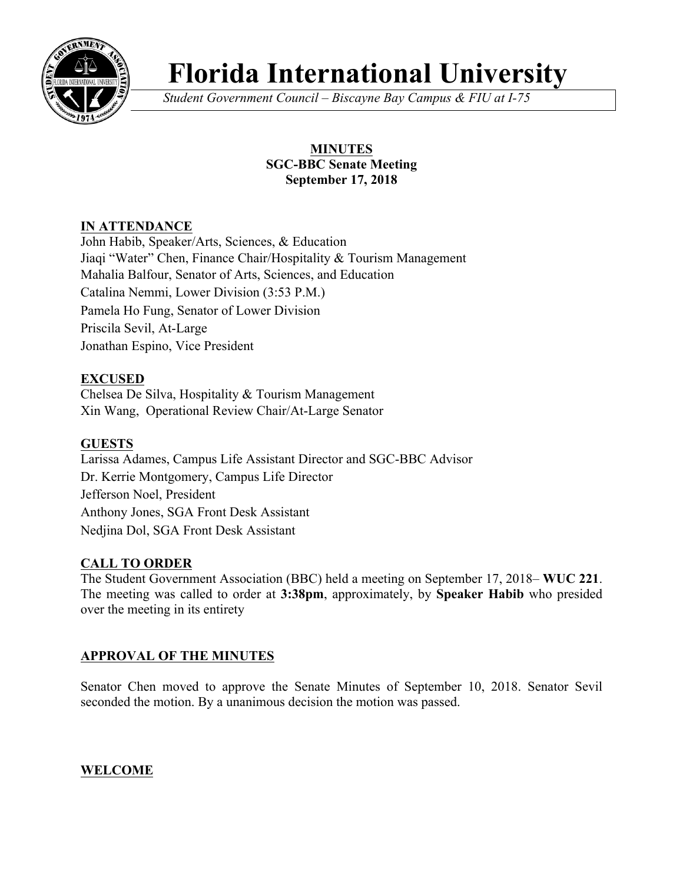# Florida International University

*Student Government Council – Biscayne Bay Campus & FIU at I-75*

**MINUTES**
**SGC-BBC Senate Meeting**
**September 17, 2018**

## IN ATTENDANCE

John Habib, Speaker/Arts, Sciences, & Education
Jiaqi "Water" Chen, Finance Chair/Hospitality & Tourism Management
Mahalia Balfour, Senator of Arts, Sciences, and Education
Catalina Nemmi, Lower Division (3:53 P.M.)
Pamela Ho Fung, Senator of Lower Division
Priscila Sevil, At-Large
Jonathan Espino, Vice President

## EXCUSED

Chelsea De Silva, Hospitality & Tourism Management
Xin Wang, Operational Review Chair/At-Large Senator

## GUESTS

Larissa Adames, Campus Life Assistant Director and SGC-BBC Advisor
Dr. Kerrie Montgomery, Campus Life Director
Jefferson Noel, President
Anthony Jones, SGA Front Desk Assistant
Nedjina Dol, SGA Front Desk Assistant

## CALL TO ORDER

The Student Government Association (BBC) held a meeting on September 17, 2018– **WUC 221**. The meeting was called to order at **3:38pm**, approximately, by **Speaker Habib** who presided over the meeting in its entirety

## APPROVAL OF THE MINUTES

Senator Chen moved to approve the Senate Minutes of September 10, 2018. Senator Sevil seconded the motion. By a unanimous decision the motion was passed.

## WELCOME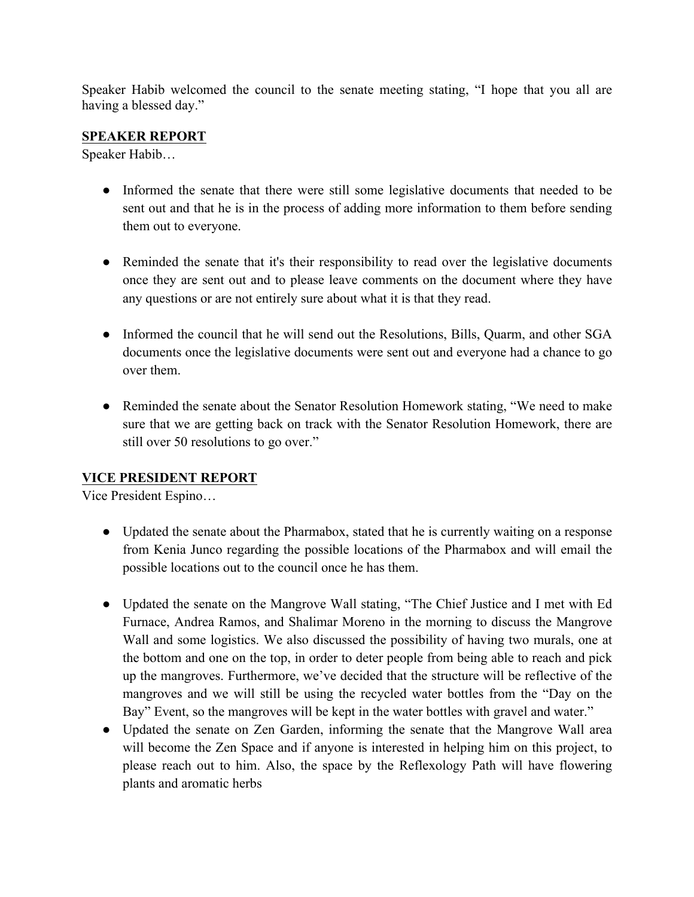Speaker Habib welcomed the council to the senate meeting stating, "I hope that you all are having a blessed day."

**SPEAKER REPORT**

Speaker Habib…

- Informed the senate that there were still some legislative documents that needed to be sent out and that he is in the process of adding more information to them before sending them out to everyone.

- Reminded the senate that it's their responsibility to read over the legislative documents once they are sent out and to please leave comments on the document where they have any questions or are not entirely sure about what it is that they read.

- Informed the council that he will send out the Resolutions, Bills, Quarm, and other SGA documents once the legislative documents were sent out and everyone had a chance to go over them.

- Reminded the senate about the Senator Resolution Homework stating, "We need to make sure that we are getting back on track with the Senator Resolution Homework, there are still over 50 resolutions to go over."

**VICE PRESIDENT REPORT**

Vice President Espino…

- Updated the senate about the Pharmabox, stated that he is currently waiting on a response from Kenia Junco regarding the possible locations of the Pharmabox and will email the possible locations out to the council once he has them.

- Updated the senate on the Mangrove Wall stating, "The Chief Justice and I met with Ed Furnace, Andrea Ramos, and Shalimar Moreno in the morning to discuss the Mangrove Wall and some logistics. We also discussed the possibility of having two murals, one at the bottom and one on the top, in order to deter people from being able to reach and pick up the mangroves. Furthermore, we've decided that the structure will be reflective of the mangroves and we will still be using the recycled water bottles from the "Day on the Bay" Event, so the mangroves will be kept in the water bottles with gravel and water."
- Updated the senate on Zen Garden, informing the senate that the Mangrove Wall area will become the Zen Space and if anyone is interested in helping him on this project, to please reach out to him. Also, the space by the Reflexology Path will have flowering plants and aromatic herbs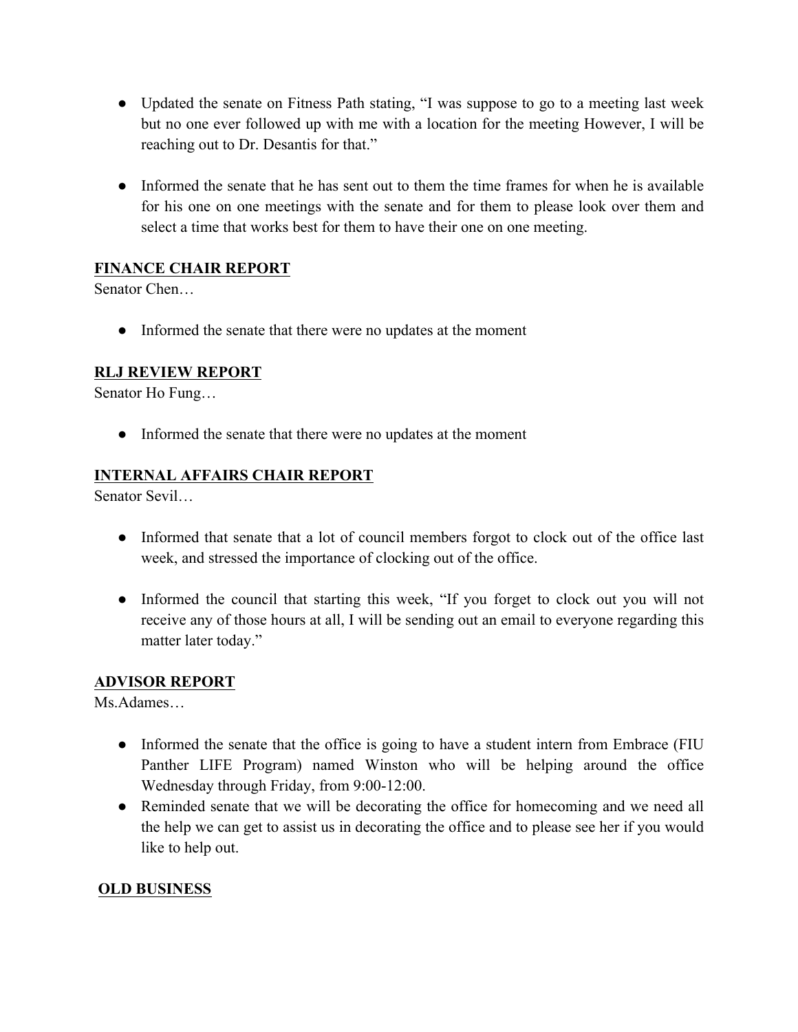- Updated the senate on Fitness Path stating, "I was suppose to go to a meeting last week but no one ever followed up with me with a location for the meeting However, I will be reaching out to Dr. Desantis for that."

- Informed the senate that he has sent out to them the time frames for when he is available for his one on one meetings with the senate and for them to please look over them and select a time that works best for them to have their one on one meeting.

**FINANCE CHAIR REPORT**

Senator Chen…

- Informed the senate that there were no updates at the moment

**RLJ REVIEW REPORT**

Senator Ho Fung…

- Informed the senate that there were no updates at the moment

**INTERNAL AFFAIRS CHAIR REPORT**

Senator Sevil…

- Informed that senate that a lot of council members forgot to clock out of the office last week, and stressed the importance of clocking out of the office.

- Informed the council that starting this week, "If you forget to clock out you will not receive any of those hours at all, I will be sending out an email to everyone regarding this matter later today."

**ADVISOR REPORT**

Ms.Adames…

- Informed the senate that the office is going to have a student intern from Embrace (FIU Panther LIFE Program) named Winston who will be helping around the office Wednesday through Friday, from 9:00-12:00.
- Reminded senate that we will be decorating the office for homecoming and we need all the help we can get to assist us in decorating the office and to please see her if you would like to help out.

**OLD BUSINESS**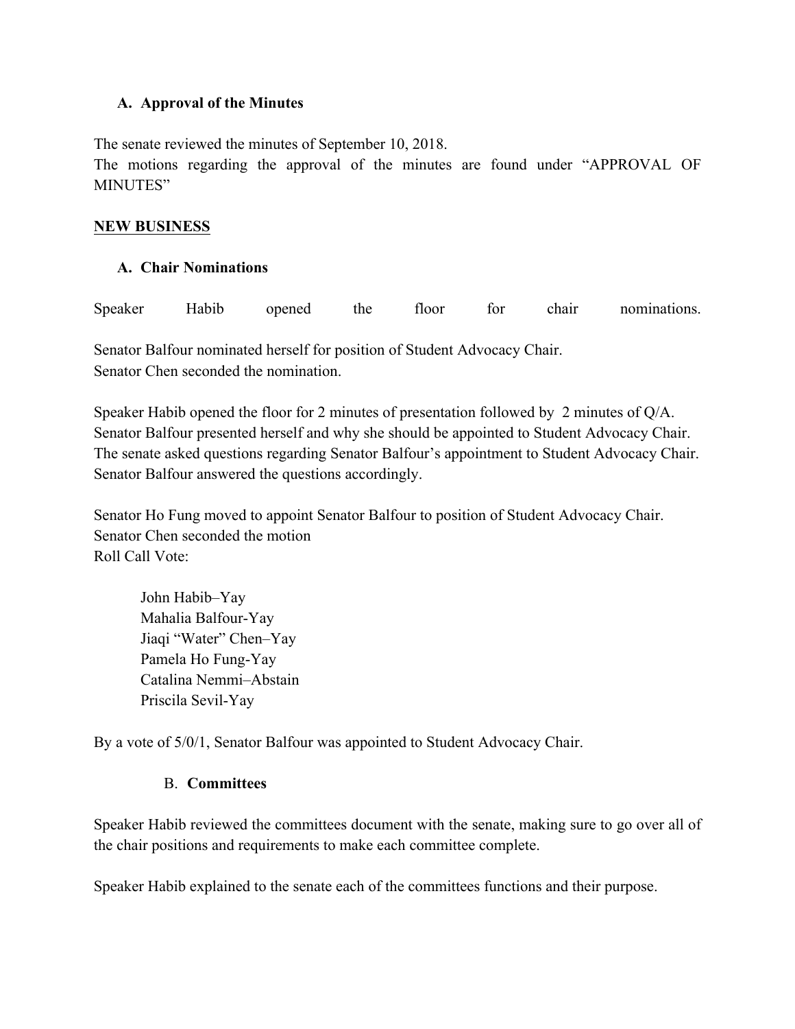### A. Approval of the Minutes

The senate reviewed the minutes of September 10, 2018.
The motions regarding the approval of the minutes are found under "APPROVAL OF MINUTES"

## NEW BUSINESS

### A. Chair Nominations

Speaker Habib opened the floor for chair nominations.

Senator Balfour nominated herself for position of Student Advocacy Chair.
Senator Chen seconded the nomination.

Speaker Habib opened the floor for 2 minutes of presentation followed by 2 minutes of Q/A.
Senator Balfour presented herself and why she should be appointed to Student Advocacy Chair.
The senate asked questions regarding Senator Balfour's appointment to Student Advocacy Chair.
Senator Balfour answered the questions accordingly.

Senator Ho Fung moved to appoint Senator Balfour to position of Student Advocacy Chair.
Senator Chen seconded the motion
Roll Call Vote:

John Habib–Yay
Mahalia Balfour-Yay
Jiaqi "Water" Chen–Yay
Pamela Ho Fung-Yay
Catalina Nemmi–Abstain
Priscila Sevil-Yay

By a vote of 5/0/1, Senator Balfour was appointed to Student Advocacy Chair.

### B. **Committees**

Speaker Habib reviewed the committees document with the senate, making sure to go over all of the chair positions and requirements to make each committee complete.

Speaker Habib explained to the senate each of the committees functions and their purpose.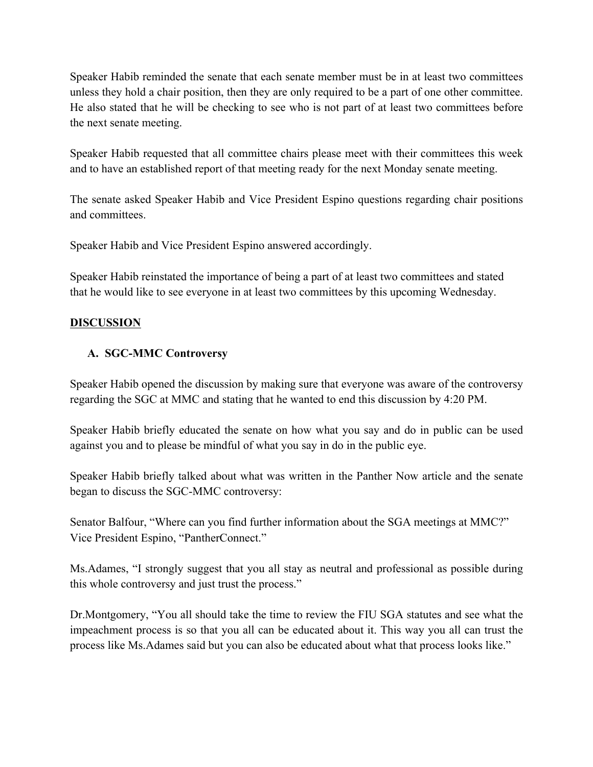Speaker Habib reminded the senate that each senate member must be in at least two committees unless they hold a chair position, then they are only required to be a part of one other committee. He also stated that he will be checking to see who is not part of at least two committees before the next senate meeting.

Speaker Habib requested that all committee chairs please meet with their committees this week and to have an established report of that meeting ready for the next Monday senate meeting.

The senate asked Speaker Habib and Vice President Espino questions regarding chair positions and committees.

Speaker Habib and Vice President Espino answered accordingly.

Speaker Habib reinstated the importance of being a part of at least two committees and stated that he would like to see everyone in at least two committees by this upcoming Wednesday.

## DISCUSSION

### A. SGC-MMC Controversy

Speaker Habib opened the discussion by making sure that everyone was aware of the controversy regarding the SGC at MMC and stating that he wanted to end this discussion by 4:20 PM.

Speaker Habib briefly educated the senate on how what you say and do in public can be used against you and to please be mindful of what you say in do in the public eye.

Speaker Habib briefly talked about what was written in the Panther Now article and the senate began to discuss the SGC-MMC controversy:

Senator Balfour, "Where can you find further information about the SGA meetings at MMC?"
Vice President Espino, "PantherConnect."

Ms.Adames, "I strongly suggest that you all stay as neutral and professional as possible during this whole controversy and just trust the process."

Dr.Montgomery, "You all should take the time to review the FIU SGA statutes and see what the impeachment process is so that you all can be educated about it. This way you all can trust the process like Ms.Adames said but you can also be educated about what that process looks like."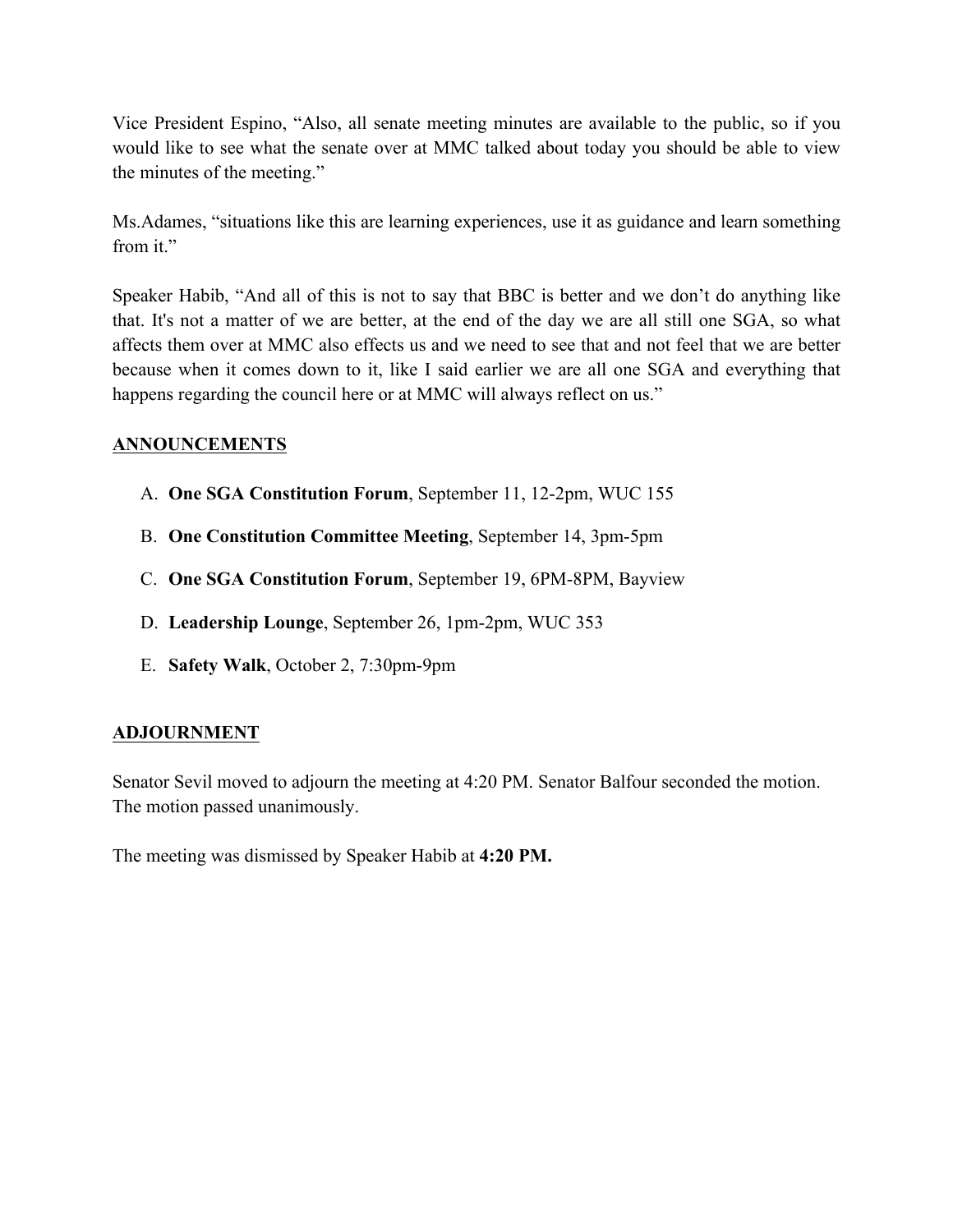Vice President Espino, “Also, all senate meeting minutes are available to the public, so if you would like to see what the senate over at MMC talked about today you should be able to view the minutes of the meeting.”

Ms.Adames, “situations like this are learning experiences, use it as guidance and learn something from it.”

Speaker Habib, “And all of this is not to say that BBC is better and we don’t do anything like that. It's not a matter of we are better, at the end of the day we are all still one SGA, so what affects them over at MMC also effects us and we need to see that and not feel that we are better because when it comes down to it, like I said earlier we are all one SGA and everything that happens regarding the council here or at MMC will always reflect on us.”

## ANNOUNCEMENTS

A. **One SGA Constitution Forum**, September 11, 12-2pm, WUC 155

B. **One Constitution Committee Meeting**, September 14, 3pm-5pm

C. **One SGA Constitution Forum**, September 19, 6PM-8PM, Bayview

D. **Leadership Lounge**, September 26, 1pm-2pm, WUC 353

E. **Safety Walk**, October 2, 7:30pm-9pm

## ADJOURNMENT

Senator Sevil moved to adjourn the meeting at 4:20 PM. Senator Balfour seconded the motion. The motion passed unanimously.

The meeting was dismissed by Speaker Habib at **4:20 PM.**